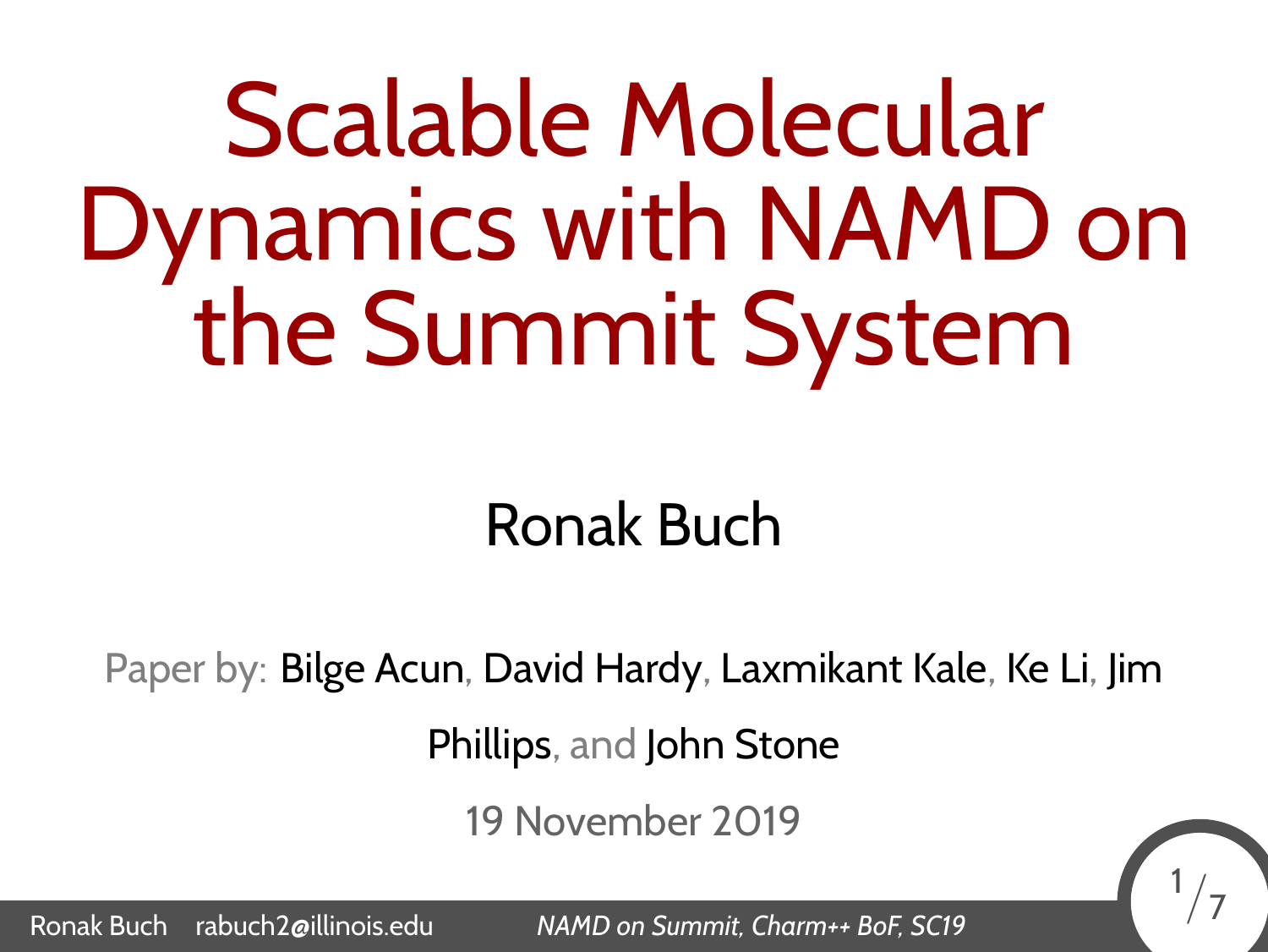# Scalable Molecular Dynamics with NAMD on the Summit System

Ronak Buch

Paper by: Bilge Acun, David Hardy, Laxmikant Kale, Ke Li, Jim Phillips, and John Stone

19 November 2019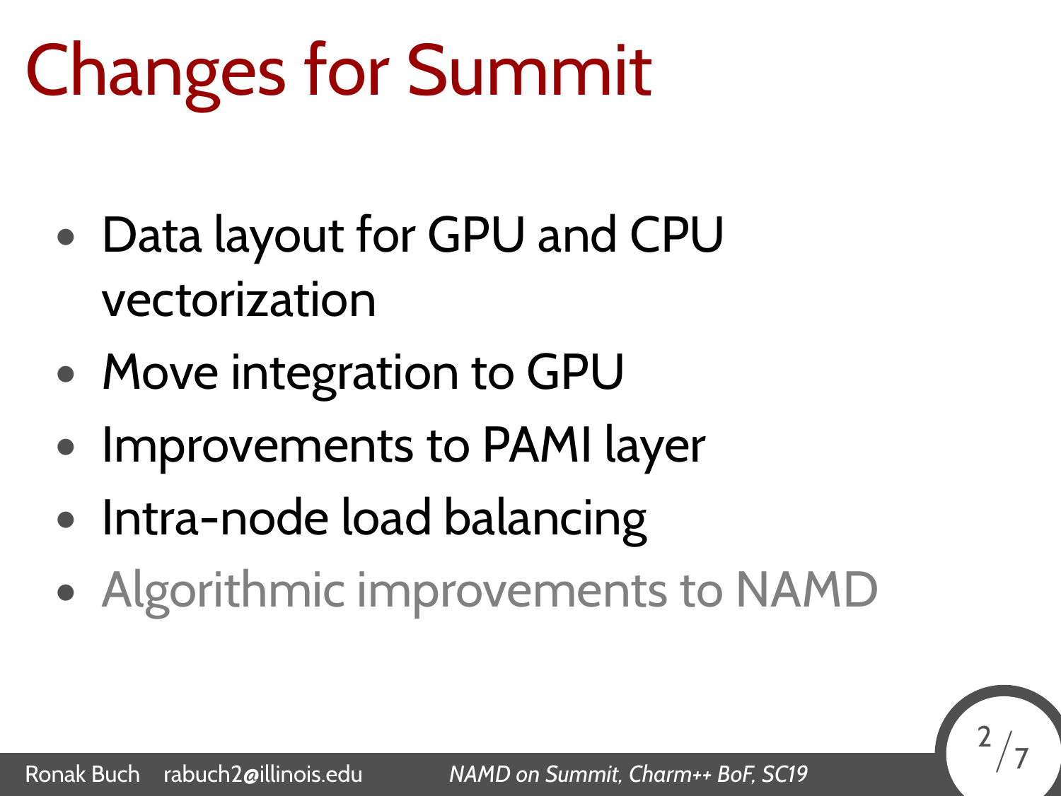# Changes for Summit

- Data layout for GPU and CPU vectorization
- Move integration to GPU
- Improvements to PAMI layer
- Intra-node load balancing
- Algorithmic improvements to NAMD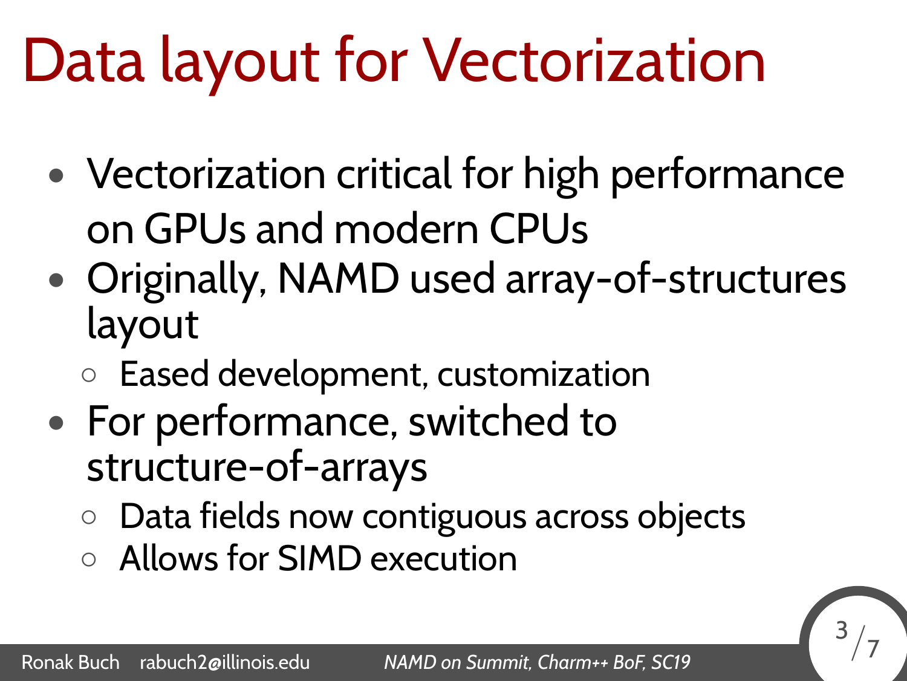# Data layout for Vectorization

- Vectorization critical for high performance on GPUs and modern CPUs
- Originally, NAMD used array-of-structures layout
  - Eased development, customization
- For performance, switched to structure-of-arrays
  - Data fields now contiguous across objects
  - Allows for SIMD execution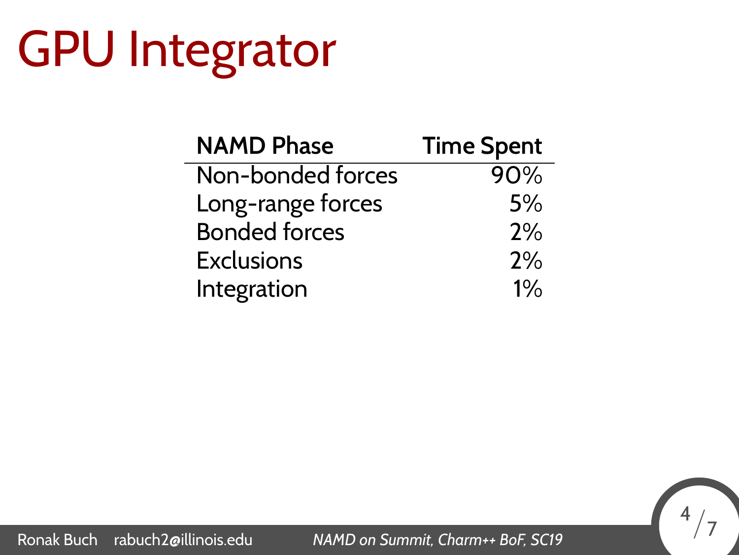# GPU Integrator

| NAMD Phase | Time Spent |
| --- | ---: |
| Non-bonded forces | 90% |
| Long-range forces | 5% |
| Bonded forces | 2% |
| Exclusions | 2% |
| Integration | 1% |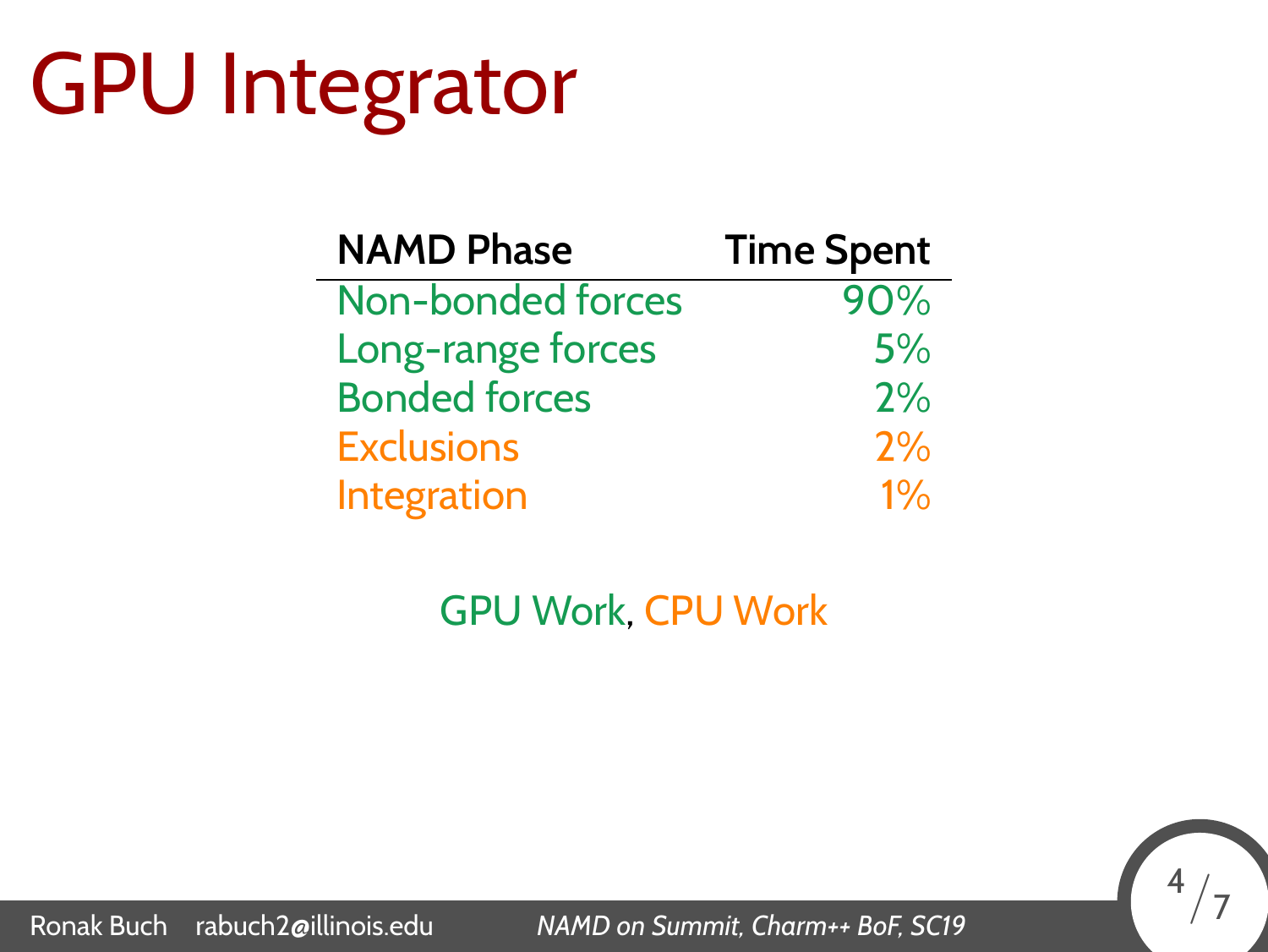# GPU Integrator

| NAMD Phase | Time Spent |
|---|---:|
| Non-bonded forces | 90% |
| Long-range forces | 5% |
| Bonded forces | 2% |
| Exclusions | 2% |
| Integration | 1% |

GPU Work, CPU Work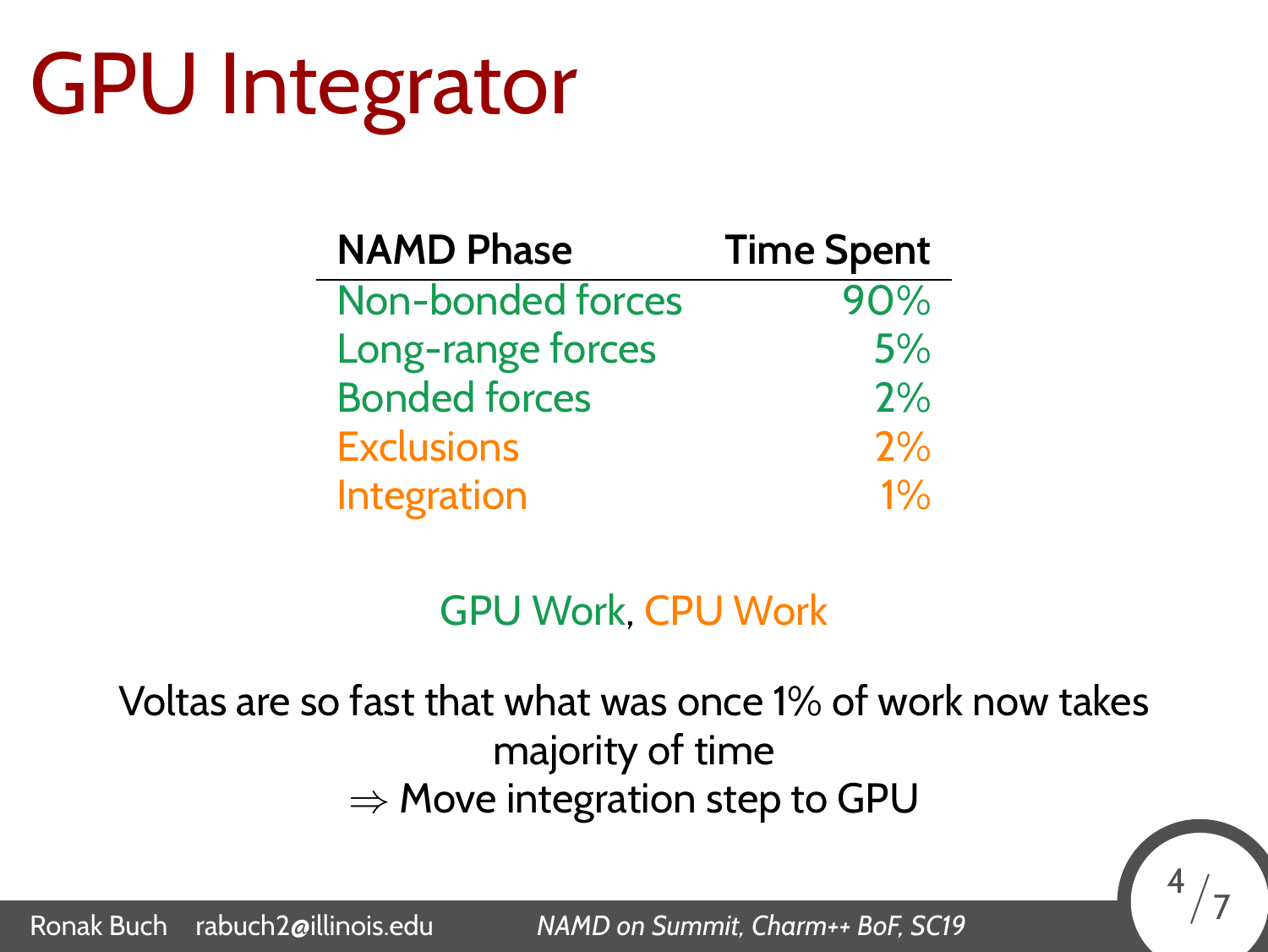# GPU Integrator

| NAMD Phase | Time Spent |
| --- | ---: |
| Non-bonded forces | 90% |
| Long-range forces | 5% |
| Bonded forces | 2% |
| Exclusions | 2% |
| Integration | 1% |

GPU Work, CPU Work

Voltas are so fast that what was once 1% of work now takes majority of time

$\Rightarrow$ Move integration step to GPU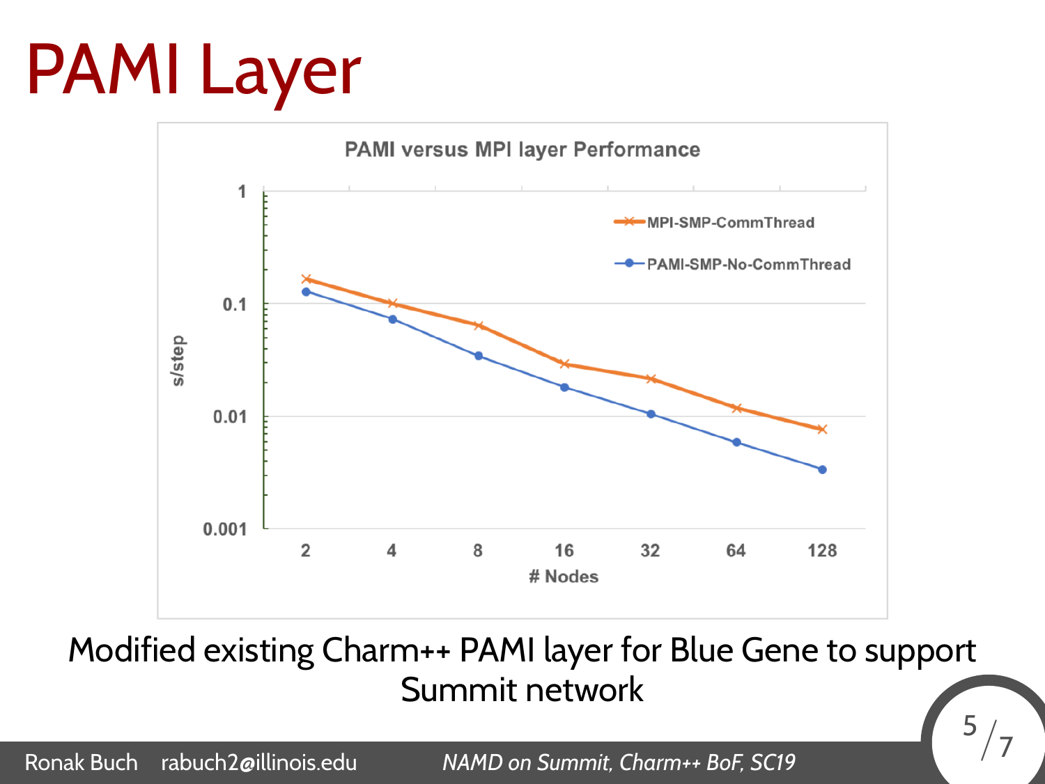# PAMI Layer

**PAMI versus MPI layer Performance**

(Chart: s/step vs. # Nodes — MPI-SMP-CommThread and PAMI-SMP-No-CommThread; y-axis: 0.001, 0.01, 0.1, 1; x-axis: 2, 4, 8, 16, 32, 64, 128)

Modified existing Charm++ PAMI layer for Blue Gene to support Summit network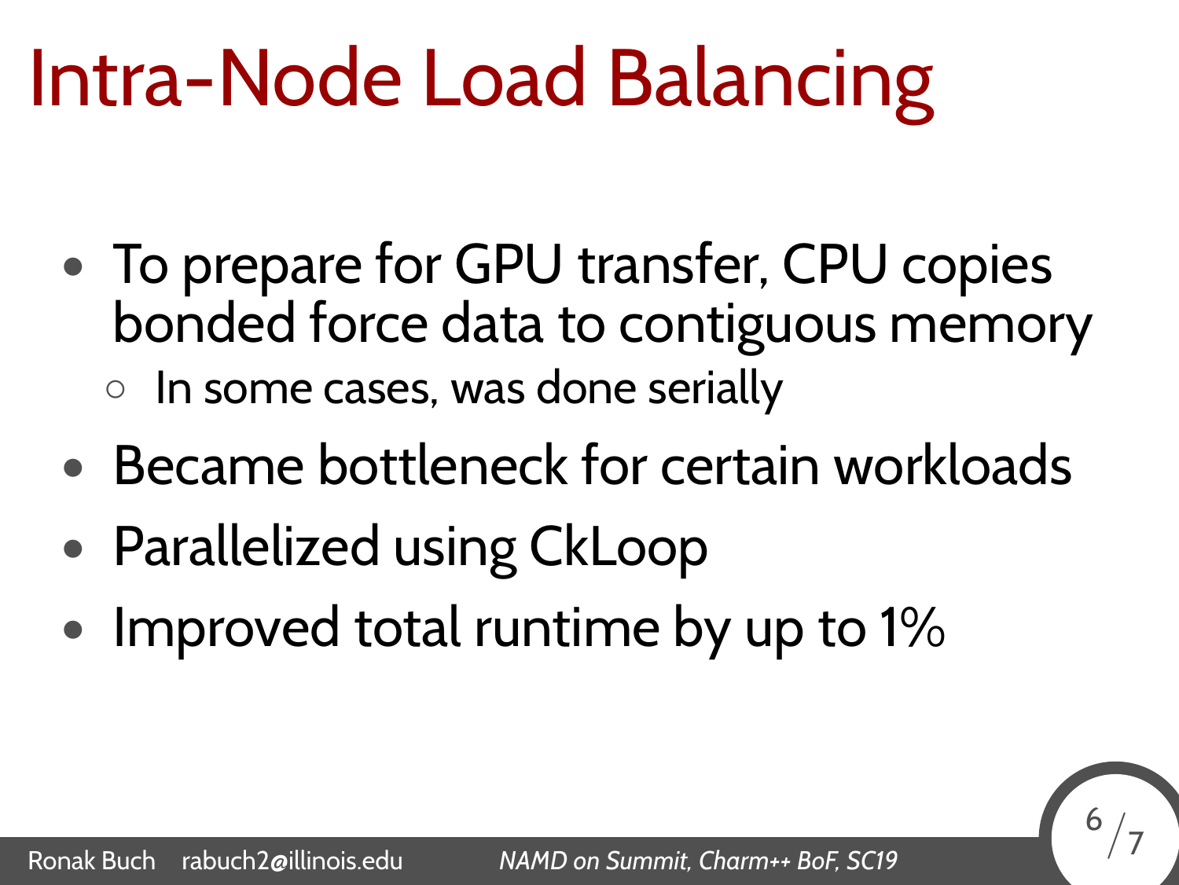# Intra-Node Load Balancing

- To prepare for GPU transfer, CPU copies bonded force data to contiguous memory
  - In some cases, was done serially
- Became bottleneck for certain workloads
- Parallelized using CkLoop
- Improved total runtime by up to 1%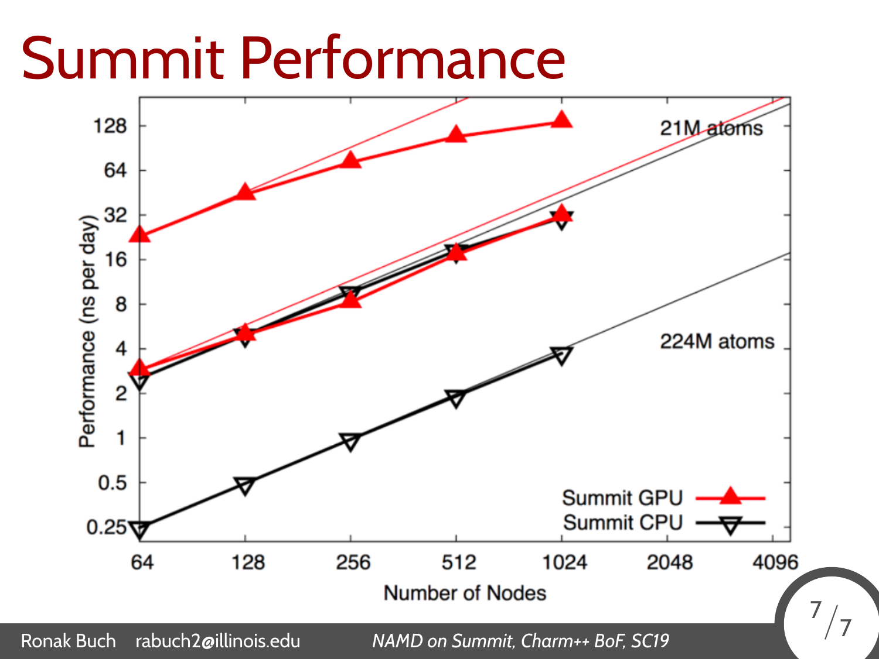# Summit Performance

Performance (ns per day)

128
64
32
16
8
4
2
1
0.5
0.25

64
128
256
512
1024
2048
4096

Number of Nodes

21M atoms

224M atoms

Summit GPU

Summit CPU